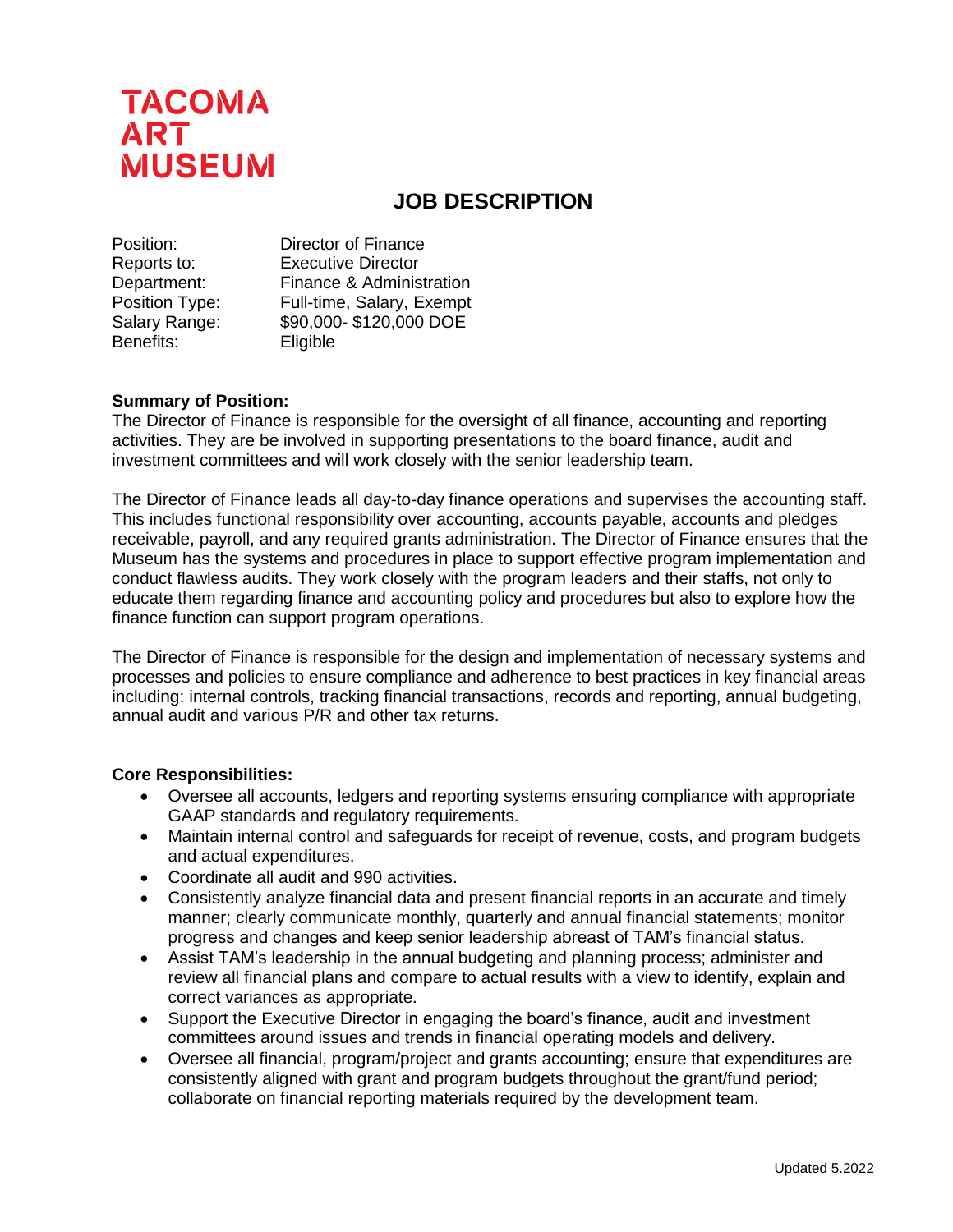# TACOMA ART MUSEUM

## JOB DESCRIPTION

| | |
|---|---|
| Position: | Director of Finance |
| Reports to: | Executive Director |
| Department: | Finance & Administration |
| Position Type: | Full-time, Salary, Exempt |
| Salary Range: | $90,000- $120,000 DOE |
| Benefits: | Eligible |

**Summary of Position:**
The Director of Finance is responsible for the oversight of all finance, accounting and reporting activities. They are be involved in supporting presentations to the board finance, audit and investment committees and will work closely with the senior leadership team.

The Director of Finance leads all day-to-day finance operations and supervises the accounting staff. This includes functional responsibility over accounting, accounts payable, accounts and pledges receivable, payroll, and any required grants administration. The Director of Finance ensures that the Museum has the systems and procedures in place to support effective program implementation and conduct flawless audits. They work closely with the program leaders and their staffs, not only to educate them regarding finance and accounting policy and procedures but also to explore how the finance function can support program operations.

The Director of Finance is responsible for the design and implementation of necessary systems and processes and policies to ensure compliance and adherence to best practices in key financial areas including: internal controls, tracking financial transactions, records and reporting, annual budgeting, annual audit and various P/R and other tax returns.

**Core Responsibilities:**

- Oversee all accounts, ledgers and reporting systems ensuring compliance with appropriate GAAP standards and regulatory requirements.
- Maintain internal control and safeguards for receipt of revenue, costs, and program budgets and actual expenditures.
- Coordinate all audit and 990 activities.
- Consistently analyze financial data and present financial reports in an accurate and timely manner; clearly communicate monthly, quarterly and annual financial statements; monitor progress and changes and keep senior leadership abreast of TAM's financial status.
- Assist TAM's leadership in the annual budgeting and planning process; administer and review all financial plans and compare to actual results with a view to identify, explain and correct variances as appropriate.
- Support the Executive Director in engaging the board's finance, audit and investment committees around issues and trends in financial operating models and delivery.
- Oversee all financial, program/project and grants accounting; ensure that expenditures are consistently aligned with grant and program budgets throughout the grant/fund period; collaborate on financial reporting materials required by the development team.

Updated 5.2022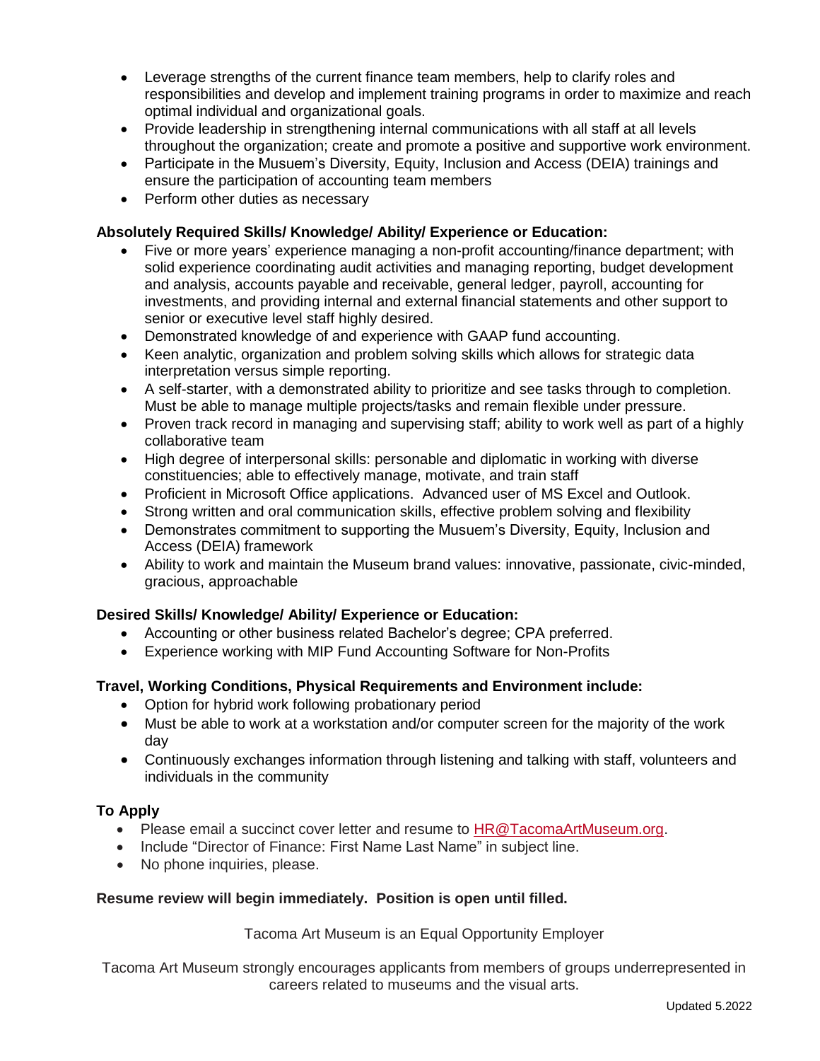- Leverage strengths of the current finance team members, help to clarify roles and responsibilities and develop and implement training programs in order to maximize and reach optimal individual and organizational goals.
- Provide leadership in strengthening internal communications with all staff at all levels throughout the organization; create and promote a positive and supportive work environment.
- Participate in the Musuem's Diversity, Equity, Inclusion and Access (DEIA) trainings and ensure the participation of accounting team members
- Perform other duties as necessary

**Absolutely Required Skills/ Knowledge/ Ability/ Experience or Education:**

- Five or more years' experience managing a non-profit accounting/finance department; with solid experience coordinating audit activities and managing reporting, budget development and analysis, accounts payable and receivable, general ledger, payroll, accounting for investments, and providing internal and external financial statements and other support to senior or executive level staff highly desired.
- Demonstrated knowledge of and experience with GAAP fund accounting.
- Keen analytic, organization and problem solving skills which allows for strategic data interpretation versus simple reporting.
- A self-starter, with a demonstrated ability to prioritize and see tasks through to completion. Must be able to manage multiple projects/tasks and remain flexible under pressure.
- Proven track record in managing and supervising staff; ability to work well as part of a highly collaborative team
- High degree of interpersonal skills: personable and diplomatic in working with diverse constituencies; able to effectively manage, motivate, and train staff
- Proficient in Microsoft Office applications. Advanced user of MS Excel and Outlook.
- Strong written and oral communication skills, effective problem solving and flexibility
- Demonstrates commitment to supporting the Musuem's Diversity, Equity, Inclusion and Access (DEIA) framework
- Ability to work and maintain the Museum brand values: innovative, passionate, civic-minded, gracious, approachable

**Desired Skills/ Knowledge/ Ability/ Experience or Education:**

- Accounting or other business related Bachelor's degree; CPA preferred.
- Experience working with MIP Fund Accounting Software for Non-Profits

**Travel, Working Conditions, Physical Requirements and Environment include:**

- Option for hybrid work following probationary period
- Must be able to work at a workstation and/or computer screen for the majority of the work day
- Continuously exchanges information through listening and talking with staff, volunteers and individuals in the community

**To Apply**

- Please email a succinct cover letter and resume to HR@TacomaArtMuseum.org.
- Include "Director of Finance: First Name Last Name" in subject line.
- No phone inquiries, please.

**Resume review will begin immediately. Position is open until filled.**

Tacoma Art Museum is an Equal Opportunity Employer

Tacoma Art Museum strongly encourages applicants from members of groups underrepresented in careers related to museums and the visual arts.

Updated 5.2022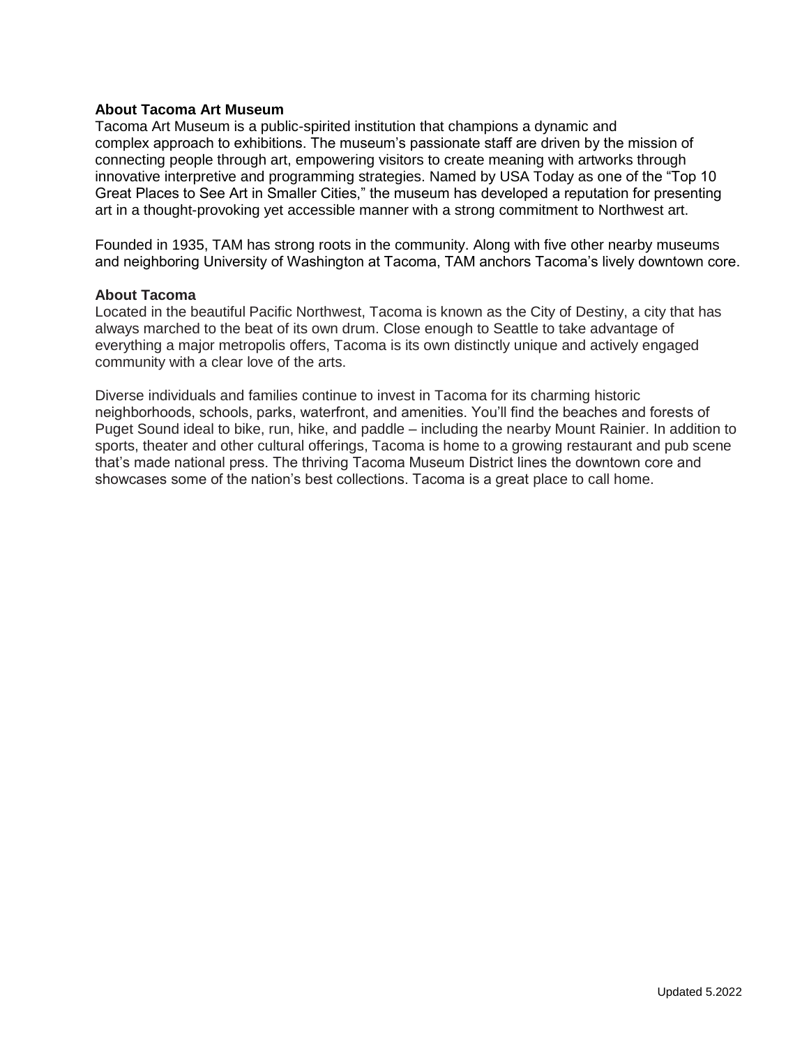**About Tacoma Art Museum**
Tacoma Art Museum is a public-spirited institution that champions a dynamic and complex approach to exhibitions. The museum's passionate staff are driven by the mission of connecting people through art, empowering visitors to create meaning with artworks through innovative interpretive and programming strategies. Named by USA Today as one of the "Top 10 Great Places to See Art in Smaller Cities," the museum has developed a reputation for presenting art in a thought-provoking yet accessible manner with a strong commitment to Northwest art.

Founded in 1935, TAM has strong roots in the community. Along with five other nearby museums and neighboring University of Washington at Tacoma, TAM anchors Tacoma's lively downtown core.

**About Tacoma**
Located in the beautiful Pacific Northwest, Tacoma is known as the City of Destiny, a city that has always marched to the beat of its own drum. Close enough to Seattle to take advantage of everything a major metropolis offers, Tacoma is its own distinctly unique and actively engaged community with a clear love of the arts.

Diverse individuals and families continue to invest in Tacoma for its charming historic neighborhoods, schools, parks, waterfront, and amenities. You'll find the beaches and forests of Puget Sound ideal to bike, run, hike, and paddle – including the nearby Mount Rainier. In addition to sports, theater and other cultural offerings, Tacoma is home to a growing restaurant and pub scene that's made national press. The thriving Tacoma Museum District lines the downtown core and showcases some of the nation's best collections. Tacoma is a great place to call home.

Updated 5.2022